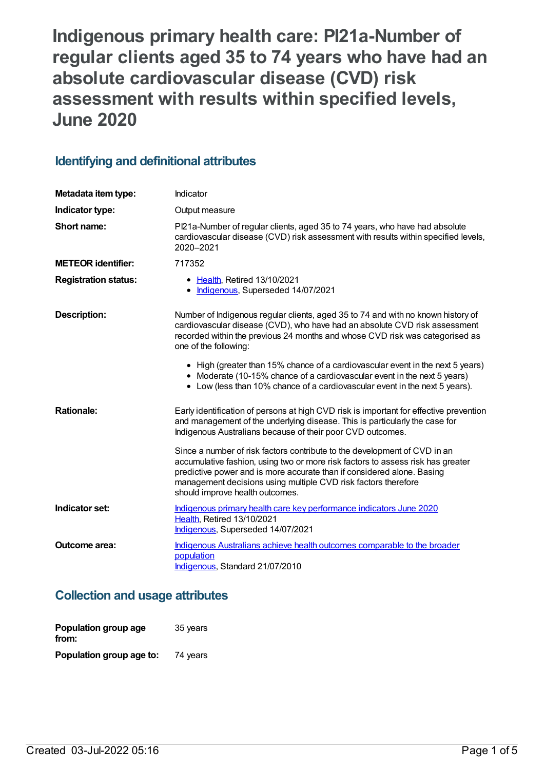# Indigenous primary health care: PI21a-Number of regular clients aged 35 to 74 years who have had an absolute cardiovascular disease (CVD) risk assessment with results within specified levels, June 2020

## Identifying and definitional attributes

| | |
|---|---|
| **Metadata item type:** | Indicator |
| **Indicator type:** | Output measure |
| **Short name:** | PI21a-Number of regular clients, aged 35 to 74 years, who have had absolute cardiovascular disease (CVD) risk assessment with results within specified levels, 2020–2021 |
| **METEOR identifier:** | 717352 |
| **Registration status:** | • Health, Retired 13/10/2021<br>• Indigenous, Superseded 14/07/2021 |
| **Description:** | Number of Indigenous regular clients, aged 35 to 74 and with no known history of cardiovascular disease (CVD), who have had an absolute CVD risk assessment recorded within the previous 24 months and whose CVD risk was categorised as one of the following:<br>• High (greater than 15% chance of a cardiovascular event in the next 5 years)<br>• Moderate (10-15% chance of a cardiovascular event in the next 5 years)<br>• Low (less than 10% chance of a cardiovascular event in the next 5 years). |
| **Rationale:** | Early identification of persons at high CVD risk is important for effective prevention and management of the underlying disease. This is particularly the case for Indigenous Australians because of their poor CVD outcomes.<br><br>Since a number of risk factors contribute to the development of CVD in an accumulative fashion, using two or more risk factors to assess risk has greater predictive power and is more accurate than if considered alone. Basing management decisions using multiple CVD risk factors therefore should improve health outcomes. |
| **Indicator set:** | Indigenous primary health care key performance indicators June 2020<br>Health, Retired 13/10/2021<br>Indigenous, Superseded 14/07/2021 |
| **Outcome area:** | Indigenous Australians achieve health outcomes comparable to the broader population<br>Indigenous, Standard 21/07/2010 |

## Collection and usage attributes

| | |
|---|---|
| **Population group age from:** | 35 years |
| **Population group age to:** | 74 years |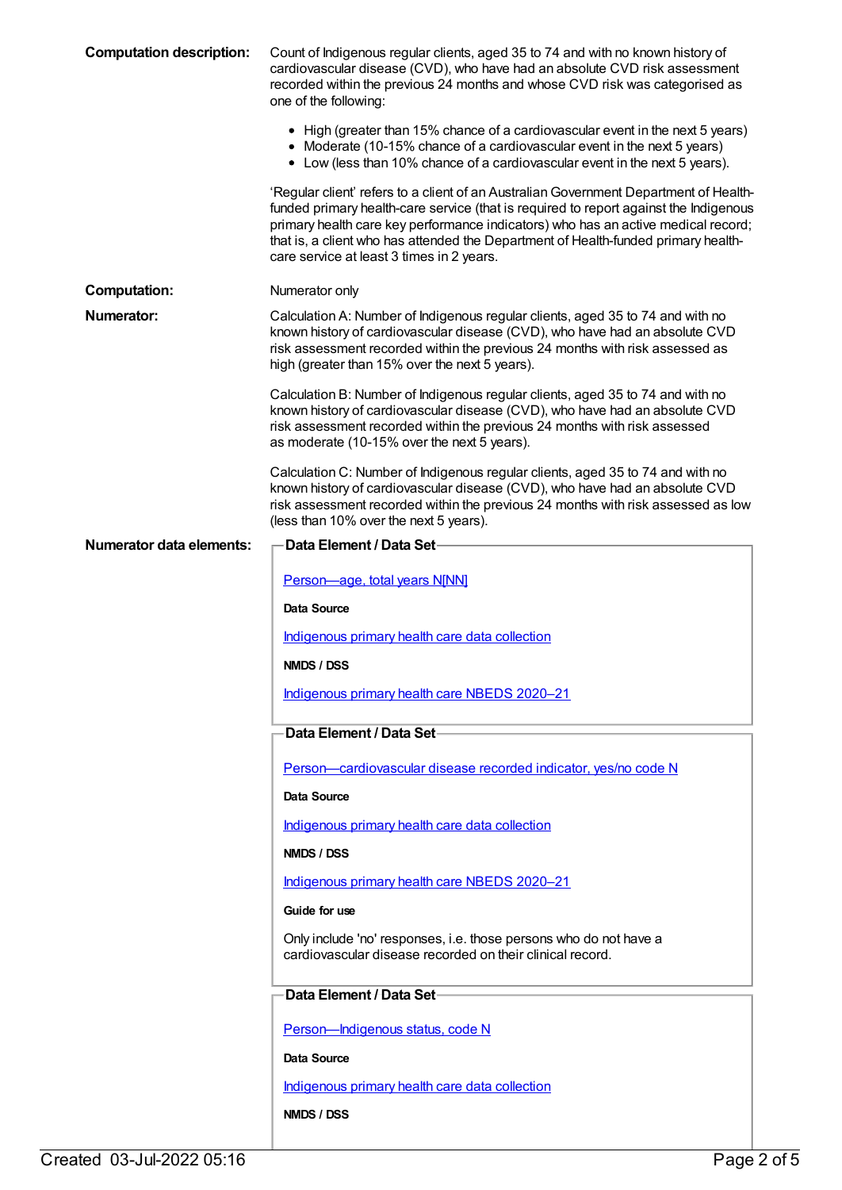**Computation description:** Count of Indigenous regular clients, aged 35 to 74 and with no known history of cardiovascular disease (CVD), who have had an absolute CVD risk assessment recorded within the previous 24 months and whose CVD risk was categorised as one of the following:

- High (greater than 15% chance of a cardiovascular event in the next 5 years)
- Moderate (10-15% chance of a cardiovascular event in the next 5 years)
- Low (less than 10% chance of a cardiovascular event in the next 5 years).

'Regular client' refers to a client of an Australian Government Department of Health-funded primary health-care service (that is required to report against the Indigenous primary health care key performance indicators) who has an active medical record; that is, a client who has attended the Department of Health-funded primary health-care service at least 3 times in 2 years.

**Computation:** Numerator only

**Numerator:** Calculation A: Number of Indigenous regular clients, aged 35 to 74 and with no known history of cardiovascular disease (CVD), who have had an absolute CVD risk assessment recorded within the previous 24 months with risk assessed as high (greater than 15% over the next 5 years).

Calculation B: Number of Indigenous regular clients, aged 35 to 74 and with no known history of cardiovascular disease (CVD), who have had an absolute CVD risk assessment recorded within the previous 24 months with risk assessed as moderate (10-15% over the next 5 years).

Calculation C: Number of Indigenous regular clients, aged 35 to 74 and with no known history of cardiovascular disease (CVD), who have had an absolute CVD risk assessment recorded within the previous 24 months with risk assessed as low (less than 10% over the next 5 years).

**Numerator data elements:**

**Data Element / Data Set**

Person—age, total years N[NN]

**Data Source**

Indigenous primary health care data collection

**NMDS / DSS**

Indigenous primary health care NBEDS 2020–21

**Data Element / Data Set**

Person—cardiovascular disease recorded indicator, yes/no code N

**Data Source**

Indigenous primary health care data collection

**NMDS / DSS**

Indigenous primary health care NBEDS 2020–21

**Guide for use**

Only include 'no' responses, i.e. those persons who do not have a cardiovascular disease recorded on their clinical record.

**Data Element / Data Set**

Person—Indigenous status, code N

**Data Source**

Indigenous primary health care data collection

**NMDS / DSS**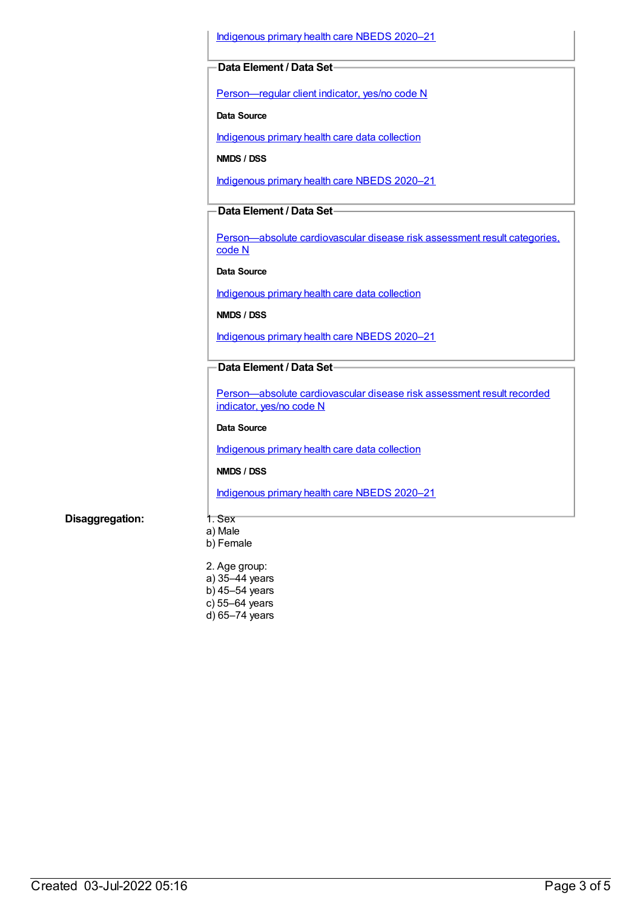[Indigenous primary health care NBEDS 2020–21](#)

**Data Element / Data Set**

[Person—regular client indicator, yes/no code N](#)

**Data Source**

[Indigenous primary health care data collection](#)

**NMDS / DSS**

[Indigenous primary health care NBEDS 2020–21](#)

**Data Element / Data Set**

[Person—absolute cardiovascular disease risk assessment result categories, code N](#)

**Data Source**

[Indigenous primary health care data collection](#)

**NMDS / DSS**

[Indigenous primary health care NBEDS 2020–21](#)

**Data Element / Data Set**

[Person—absolute cardiovascular disease risk assessment result recorded indicator, yes/no code N](#)

**Data Source**

[Indigenous primary health care data collection](#)

**NMDS / DSS**

[Indigenous primary health care NBEDS 2020–21](#)

**Disaggregation:**

1. Sex
a) Male
b) Female

2. Age group:
a) 35–44 years
b) 45–54 years
c) 55–64 years
d) 65–74 years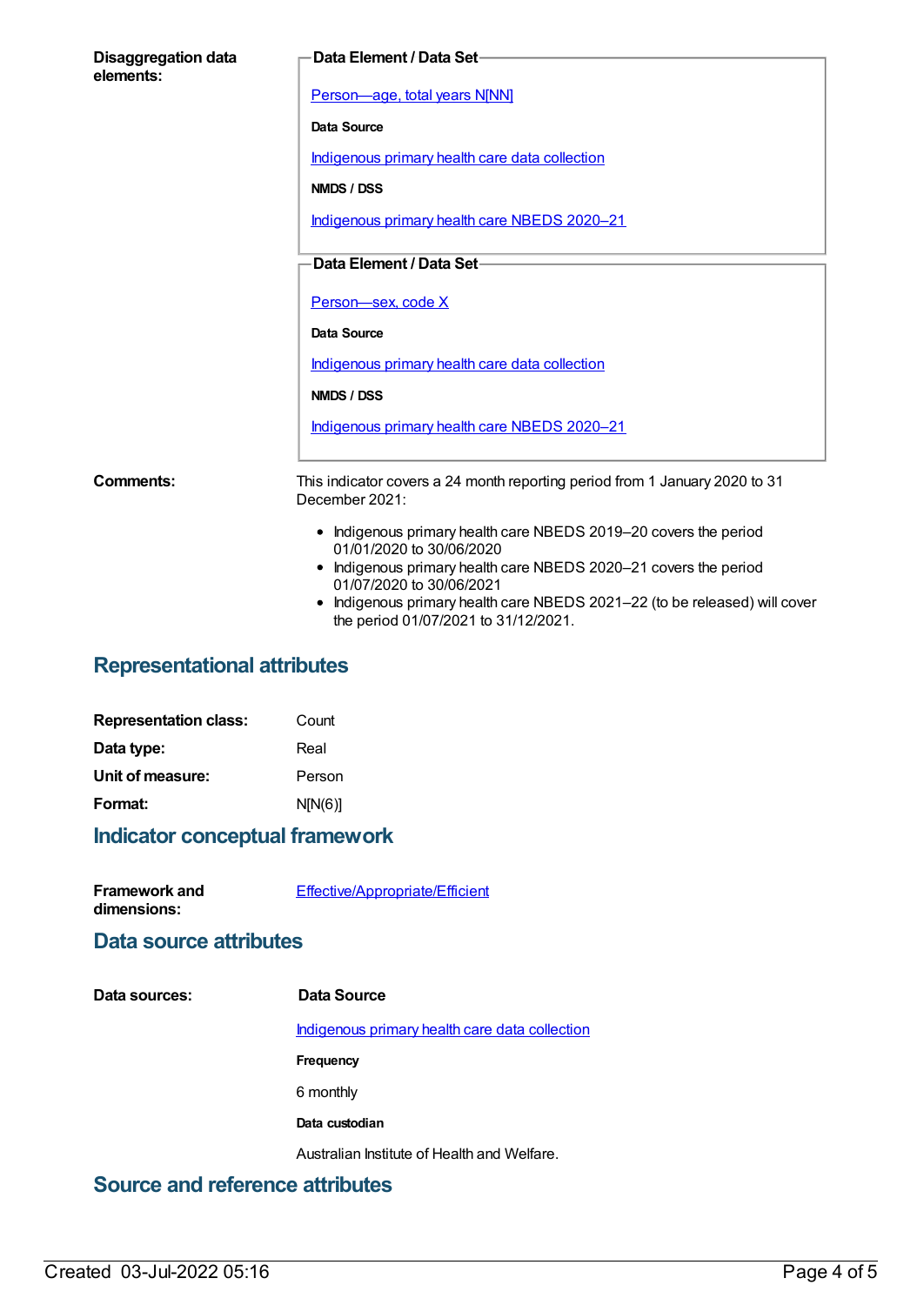**Disaggregation data elements:**

**Data Element / Data Set**

Person—age, total years N[NN]

**Data Source**

Indigenous primary health care data collection

**NMDS / DSS**

Indigenous primary health care NBEDS 2020–21

**Data Element / Data Set**

Person—sex, code X

**Data Source**

Indigenous primary health care data collection

**NMDS / DSS**

Indigenous primary health care NBEDS 2020–21

**Comments:**

This indicator covers a 24 month reporting period from 1 January 2020 to 31 December 2021:

- Indigenous primary health care NBEDS 2019–20 covers the period 01/01/2020 to 30/06/2020
- Indigenous primary health care NBEDS 2020–21 covers the period 01/07/2020 to 30/06/2021
- Indigenous primary health care NBEDS 2021–22 (to be released) will cover the period 01/07/2021 to 31/12/2021.

## Representational attributes

**Representation class:** Count

**Data type:** Real

**Unit of measure:** Person

**Format:** N[N(6)]

## Indicator conceptual framework

**Framework and dimensions:** Effective/Appropriate/Efficient

## Data source attributes

**Data sources:**

**Data Source**

Indigenous primary health care data collection

**Frequency**

6 monthly

**Data custodian**

Australian Institute of Health and Welfare.

## Source and reference attributes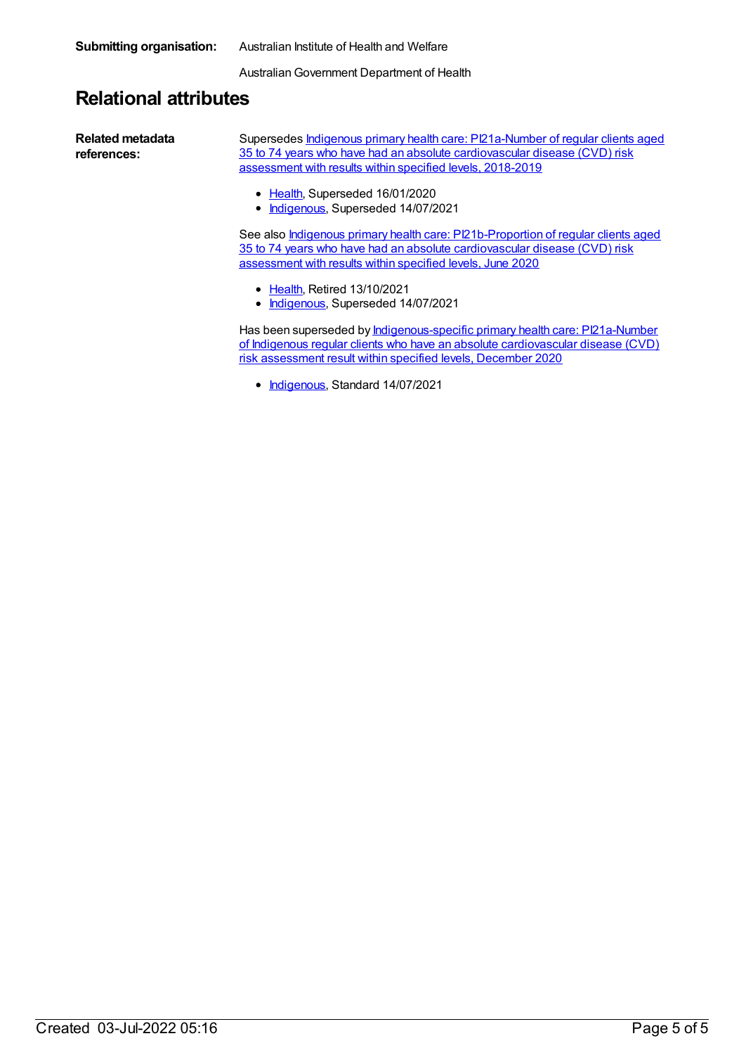**Submitting organisation:** Australian Institute of Health and Welfare

Australian Government Department of Health

## Relational attributes

**Related metadata references:**

Supersedes Indigenous primary health care: PI21a-Number of regular clients aged 35 to 74 years who have had an absolute cardiovascular disease (CVD) risk assessment with results within specified levels, 2018-2019

- Health, Superseded 16/01/2020
- Indigenous, Superseded 14/07/2021

See also Indigenous primary health care: PI21b-Proportion of regular clients aged 35 to 74 years who have had an absolute cardiovascular disease (CVD) risk assessment with results within specified levels, June 2020

- Health, Retired 13/10/2021
- Indigenous, Superseded 14/07/2021

Has been superseded by Indigenous-specific primary health care: PI21a-Number of Indigenous regular clients who have an absolute cardiovascular disease (CVD) risk assessment result within specified levels, December 2020

- Indigenous, Standard 14/07/2021